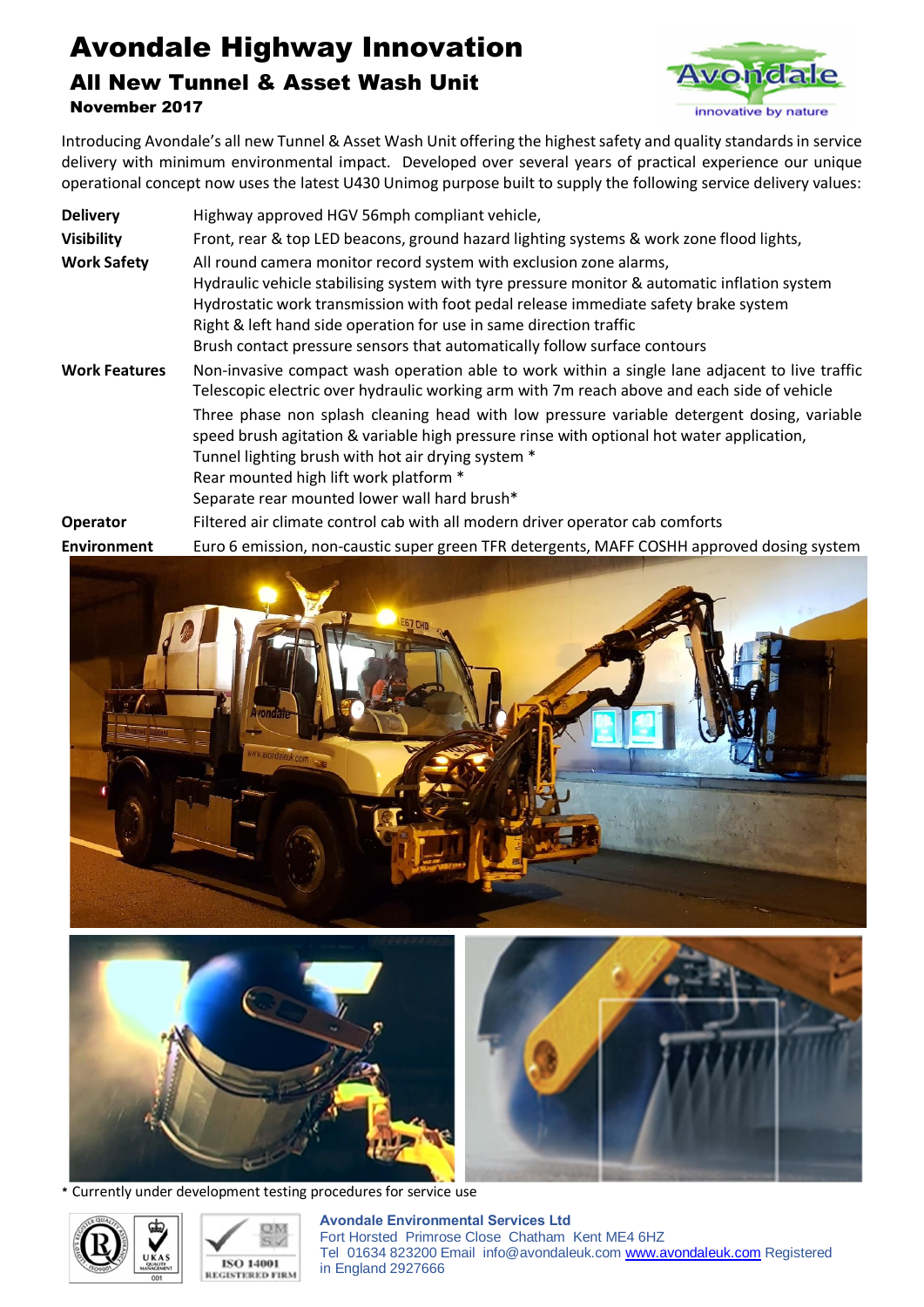# Avondale Highway Innovation

## All New Tunnel & Asset Wash Unit

**November 2017**

Introducing Avondale's all new Tunnel & Asset Wash Unit offering the highest safety and quality standards in service delivery with minimum environmental impact. Developed over several years of practical experience our unique operational concept now uses the latest U430 Unimog purpose built to supply the following service delivery values:

| | |
|---|---|
| **Delivery** | Highway approved HGV 56mph compliant vehicle, |
| **Visibility** | Front, rear & top LED beacons, ground hazard lighting systems & work zone flood lights, |
| **Work Safety** | All round camera monitor record system with exclusion zone alarms,<br>Hydraulic vehicle stabilising system with tyre pressure monitor & automatic inflation system<br>Hydrostatic work transmission with foot pedal release immediate safety brake system<br>Right & left hand side operation for use in same direction traffic<br>Brush contact pressure sensors that automatically follow surface contours |
| **Work Features** | Non-invasive compact wash operation able to work within a single lane adjacent to live traffic<br>Telescopic electric over hydraulic working arm with 7m reach above and each side of vehicle<br>Three phase non splash cleaning head with low pressure variable detergent dosing, variable speed brush agitation & variable high pressure rinse with optional hot water application,<br>Tunnel lighting brush with hot air drying system *<br>Rear mounted high lift work platform *<br>Separate rear mounted lower wall hard brush* |
| **Operator** | Filtered air climate control cab with all modern driver operator cab comforts |
| **Environment** | Euro 6 emission, non-caustic super green TFR detergents, MAFF COSHH approved dosing system |

* Currently under development testing procedures for service use

**Avondale Environmental Services Ltd**
Fort Horsted Primrose Close Chatham Kent ME4 6HZ
Tel 01634 823200 Email info@avondaleuk.com www.avondaleuk.com Registered in England 2927666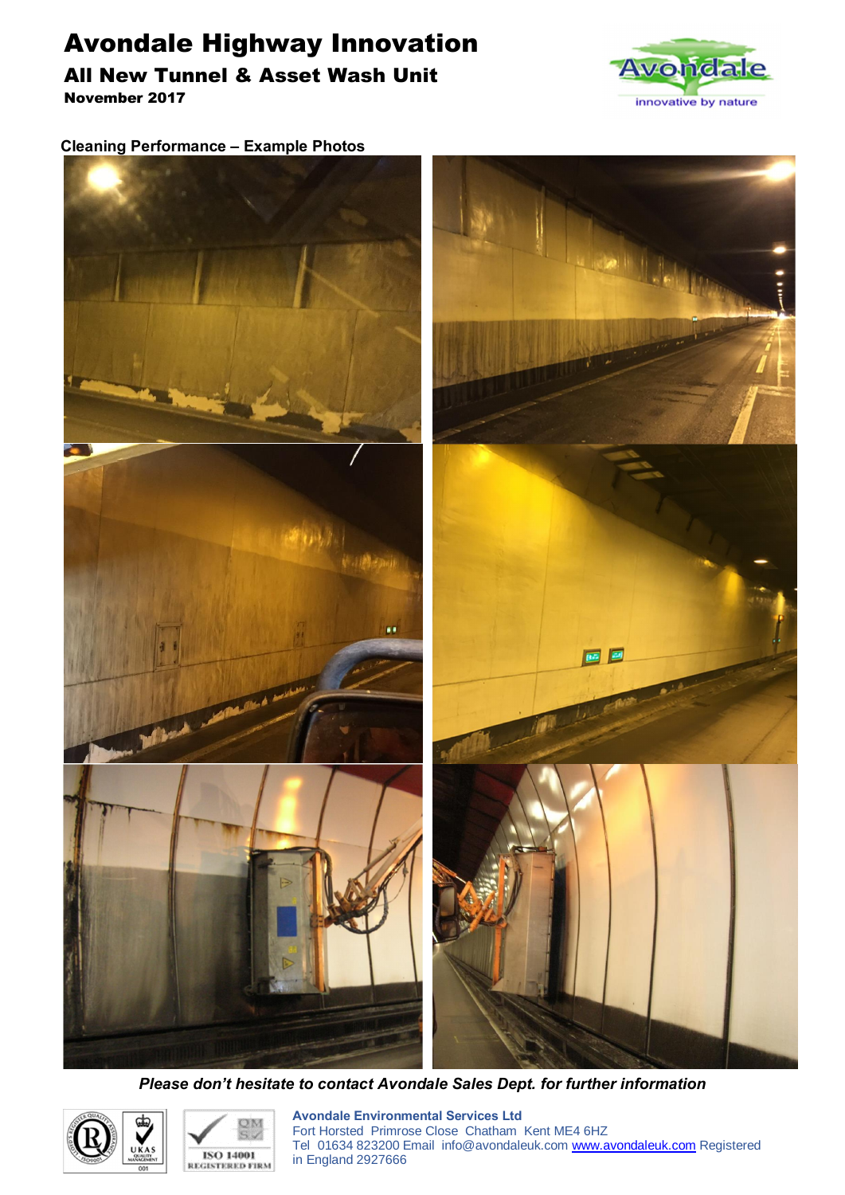# Avondale Highway Innovation

## All New Tunnel & Asset Wash Unit

**November 2017**

**Cleaning Performance – Example Photos**

***Please don't hesitate to contact Avondale Sales Dept. for further information***

**Avondale Environmental Services Ltd**
Fort Horsted Primrose Close Chatham Kent ME4 6HZ
Tel 01634 823200 Email info@avondaleuk.com www.avondaleuk.com Registered in England 2927666